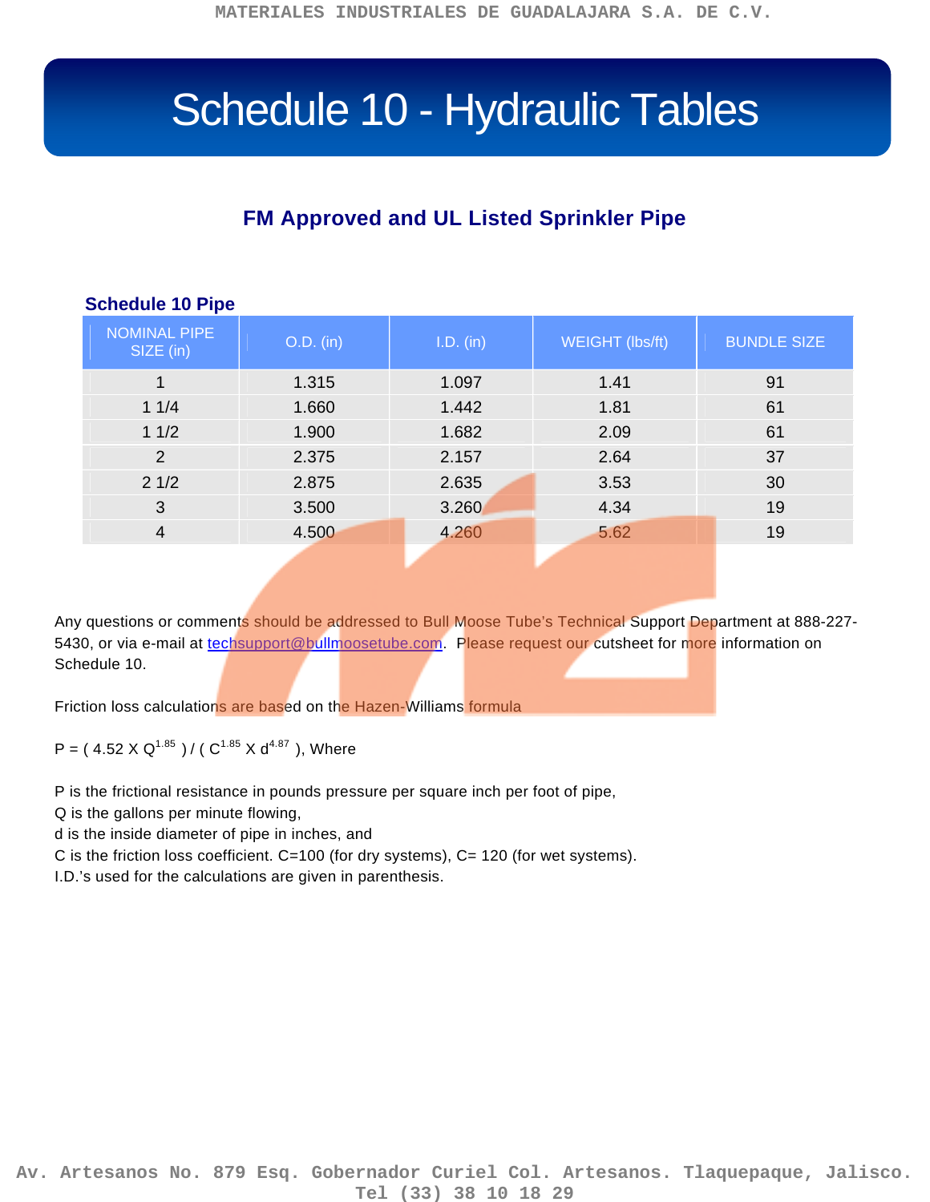# Schedule 10 - Hydraulic Tables

## FM Approved and UL Listed Sprinkler Pipe

### Schedule 10 Pipe

| NOMINAL PIPE SIZE (in) | O.D. (in) | I.D. (in) | WEIGHT (lbs/ft) | BUNDLE SIZE |
|---|---|---|---|---|
| 1 | 1.315 | 1.097 | 1.41 | 91 |
| 1 1/4 | 1.660 | 1.442 | 1.81 | 61 |
| 1 1/2 | 1.900 | 1.682 | 2.09 | 61 |
| 2 | 2.375 | 2.157 | 2.64 | 37 |
| 2 1/2 | 2.875 | 2.635 | 3.53 | 30 |
| 3 | 3.500 | 3.260 | 4.34 | 19 |
| 4 | 4.500 | 4.260 | 5.62 | 19 |

Any questions or comments should be addressed to Bull Moose Tube's Technical Support Department at 888-227-5430, or via e-mail at techsupport@bullmoosetube.com. Please request our cutsheet for more information on Schedule 10.

Friction loss calculations are based on the Hazen-Williams formula

$P = ( 4.52 \times Q^{1.85} ) / ( C^{1.85} \times d^{4.87} )$, Where

P is the frictional resistance in pounds pressure per square inch per foot of pipe,
Q is the gallons per minute flowing,
d is the inside diameter of pipe in inches, and
C is the friction loss coefficient. C=100 (for dry systems), C= 120 (for wet systems).
I.D.'s used for the calculations are given in parenthesis.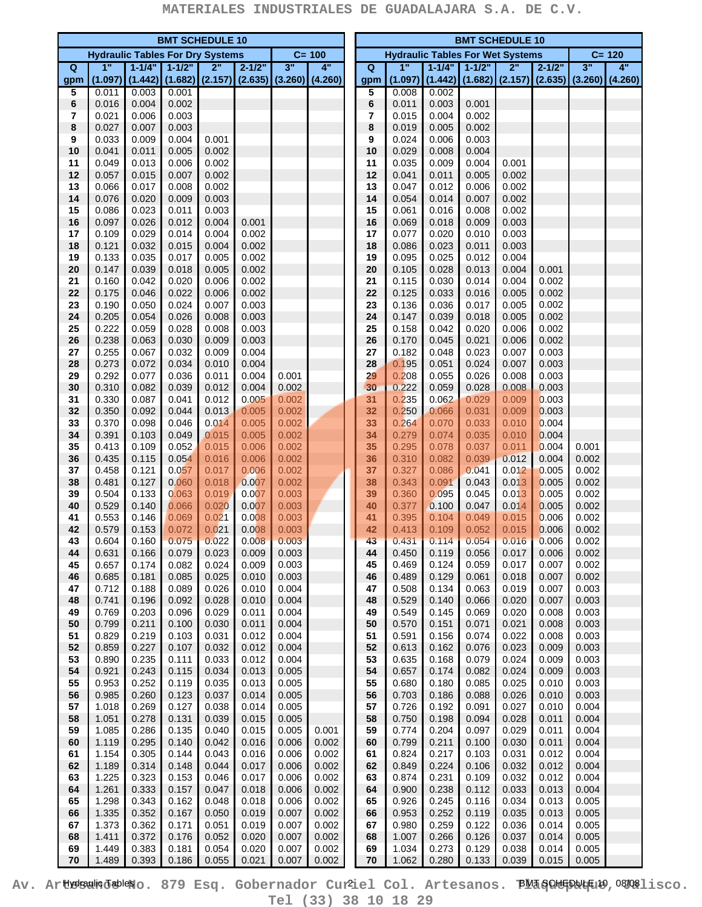# MATERIALES INDUSTRIALES DE GUADALAJARA S.A. DE C.V.

| BMT SCHEDULE 10 | | | | | | | |
|---|---|---|---|---|---|---|---|
| Hydraulic Tables For Dry Systems | | | | | | C= 100 | |
| Q gpm | 1" (1.097) | 1-1/4" (1.442) | 1-1/2" (1.682) | 2" (2.157) | 2-1/2" (2.635) | 3" (3.260) | 4" (4.260) |
| 5 | 0.011 | 0.003 | 0.001 | | | | |
| 6 | 0.016 | 0.004 | 0.002 | | | | |
| 7 | 0.021 | 0.006 | 0.003 | | | | |
| 8 | 0.027 | 0.007 | 0.003 | | | | |
| 9 | 0.033 | 0.009 | 0.004 | 0.001 | | | |
| 10 | 0.041 | 0.011 | 0.005 | 0.002 | | | |
| 11 | 0.049 | 0.013 | 0.006 | 0.002 | | | |
| 12 | 0.057 | 0.015 | 0.007 | 0.002 | | | |
| 13 | 0.066 | 0.017 | 0.008 | 0.002 | | | |
| 14 | 0.076 | 0.020 | 0.009 | 0.003 | | | |
| 15 | 0.086 | 0.023 | 0.011 | 0.003 | | | |
| 16 | 0.097 | 0.026 | 0.012 | 0.004 | 0.001 | | |
| 17 | 0.109 | 0.029 | 0.014 | 0.004 | 0.002 | | |
| 18 | 0.121 | 0.032 | 0.015 | 0.004 | 0.002 | | |
| 19 | 0.133 | 0.035 | 0.017 | 0.005 | 0.002 | | |
| 20 | 0.147 | 0.039 | 0.018 | 0.005 | 0.002 | | |
| 21 | 0.160 | 0.042 | 0.020 | 0.006 | 0.002 | | |
| 22 | 0.175 | 0.046 | 0.022 | 0.006 | 0.002 | | |
| 23 | 0.190 | 0.050 | 0.024 | 0.007 | 0.003 | | |
| 24 | 0.205 | 0.054 | 0.026 | 0.008 | 0.003 | | |
| 25 | 0.222 | 0.059 | 0.028 | 0.008 | 0.003 | | |
| 26 | 0.238 | 0.063 | 0.030 | 0.009 | 0.003 | | |
| 27 | 0.255 | 0.067 | 0.032 | 0.009 | 0.004 | | |
| 28 | 0.273 | 0.072 | 0.034 | 0.010 | 0.004 | | |
| 29 | 0.292 | 0.077 | 0.036 | 0.011 | 0.004 | 0.001 | |
| 30 | 0.310 | 0.082 | 0.039 | 0.012 | 0.004 | 0.002 | |
| 31 | 0.330 | 0.087 | 0.041 | 0.012 | 0.005 | 0.002 | |
| 32 | 0.350 | 0.092 | 0.044 | 0.013 | 0.005 | 0.002 | |
| 33 | 0.370 | 0.098 | 0.046 | 0.014 | 0.005 | 0.002 | |
| 34 | 0.391 | 0.103 | 0.049 | 0.015 | 0.005 | 0.002 | |
| 35 | 0.413 | 0.109 | 0.052 | 0.015 | 0.006 | 0.002 | |
| 36 | 0.435 | 0.115 | 0.054 | 0.016 | 0.006 | 0.002 | |
| 37 | 0.458 | 0.121 | 0.057 | 0.017 | 0.006 | 0.002 | |
| 38 | 0.481 | 0.127 | 0.060 | 0.018 | 0.007 | 0.002 | |
| 39 | 0.504 | 0.133 | 0.063 | 0.019 | 0.007 | 0.003 | |
| 40 | 0.529 | 0.140 | 0.066 | 0.020 | 0.007 | 0.003 | |
| 41 | 0.553 | 0.146 | 0.069 | 0.021 | 0.008 | 0.003 | |
| 42 | 0.579 | 0.153 | 0.072 | 0.021 | 0.008 | 0.003 | |
| 43 | 0.604 | 0.160 | 0.075 | 0.022 | 0.008 | 0.003 | |
| 44 | 0.631 | 0.166 | 0.079 | 0.023 | 0.009 | 0.003 | |
| 45 | 0.657 | 0.174 | 0.082 | 0.024 | 0.009 | 0.003 | |
| 46 | 0.685 | 0.181 | 0.085 | 0.025 | 0.010 | 0.003 | |
| 47 | 0.712 | 0.188 | 0.089 | 0.026 | 0.010 | 0.004 | |
| 48 | 0.741 | 0.196 | 0.092 | 0.028 | 0.010 | 0.004 | |
| 49 | 0.769 | 0.203 | 0.096 | 0.029 | 0.011 | 0.004 | |
| 50 | 0.799 | 0.211 | 0.100 | 0.030 | 0.011 | 0.004 | |
| 51 | 0.829 | 0.219 | 0.103 | 0.031 | 0.012 | 0.004 | |
| 52 | 0.859 | 0.227 | 0.107 | 0.032 | 0.012 | 0.004 | |
| 53 | 0.890 | 0.235 | 0.111 | 0.033 | 0.012 | 0.004 | |
| 54 | 0.921 | 0.243 | 0.115 | 0.034 | 0.013 | 0.005 | |
| 55 | 0.953 | 0.252 | 0.119 | 0.035 | 0.013 | 0.005 | |
| 56 | 0.985 | 0.260 | 0.123 | 0.037 | 0.014 | 0.005 | |
| 57 | 1.018 | 0.269 | 0.127 | 0.038 | 0.014 | 0.005 | |
| 58 | 1.051 | 0.278 | 0.131 | 0.039 | 0.015 | 0.005 | |
| 59 | 1.085 | 0.286 | 0.135 | 0.040 | 0.015 | 0.005 | 0.001 |
| 60 | 1.119 | 0.295 | 0.140 | 0.042 | 0.016 | 0.006 | 0.002 |
| 61 | 1.154 | 0.305 | 0.144 | 0.043 | 0.016 | 0.006 | 0.002 |
| 62 | 1.189 | 0.314 | 0.148 | 0.044 | 0.017 | 0.006 | 0.002 |
| 63 | 1.225 | 0.323 | 0.153 | 0.046 | 0.017 | 0.006 | 0.002 |
| 64 | 1.261 | 0.333 | 0.157 | 0.047 | 0.018 | 0.006 | 0.002 |
| 65 | 1.298 | 0.343 | 0.162 | 0.048 | 0.018 | 0.006 | 0.002 |
| 66 | 1.335 | 0.352 | 0.167 | 0.050 | 0.019 | 0.007 | 0.002 |
| 67 | 1.373 | 0.362 | 0.171 | 0.051 | 0.019 | 0.007 | 0.002 |
| 68 | 1.411 | 0.372 | 0.176 | 0.052 | 0.020 | 0.007 | 0.002 |
| 69 | 1.449 | 0.383 | 0.181 | 0.054 | 0.020 | 0.007 | 0.002 |
| 70 | 1.489 | 0.393 | 0.186 | 0.055 | 0.021 | 0.007 | 0.002 |

| BMT SCHEDULE 10 | | | | | | | |
|---|---|---|---|---|---|---|---|
| Hydraulic Tables For Wet Systems | | | | | | C= 120 | |
| Q gpm | 1" (1.097) | 1-1/4" (1.442) | 1-1/2" (1.682) | 2" (2.157) | 2-1/2" (2.635) | 3" (3.260) | 4" (4.260) |
| 5 | 0.008 | 0.002 | | | | | |
| 6 | 0.011 | 0.003 | 0.001 | | | | |
| 7 | 0.015 | 0.004 | 0.002 | | | | |
| 8 | 0.019 | 0.005 | 0.002 | | | | |
| 9 | 0.024 | 0.006 | 0.003 | | | | |
| 10 | 0.029 | 0.008 | 0.004 | | | | |
| 11 | 0.035 | 0.009 | 0.004 | 0.001 | | | |
| 12 | 0.041 | 0.011 | 0.005 | 0.002 | | | |
| 13 | 0.047 | 0.012 | 0.006 | 0.002 | | | |
| 14 | 0.054 | 0.014 | 0.007 | 0.002 | | | |
| 15 | 0.061 | 0.016 | 0.008 | 0.002 | | | |
| 16 | 0.069 | 0.018 | 0.009 | 0.003 | | | |
| 17 | 0.077 | 0.020 | 0.010 | 0.003 | | | |
| 18 | 0.086 | 0.023 | 0.011 | 0.003 | | | |
| 19 | 0.095 | 0.025 | 0.012 | 0.004 | | | |
| 20 | 0.105 | 0.028 | 0.013 | 0.004 | 0.001 | | |
| 21 | 0.115 | 0.030 | 0.014 | 0.004 | 0.002 | | |
| 22 | 0.125 | 0.033 | 0.016 | 0.005 | 0.002 | | |
| 23 | 0.136 | 0.036 | 0.017 | 0.005 | 0.002 | | |
| 24 | 0.147 | 0.039 | 0.018 | 0.005 | 0.002 | | |
| 25 | 0.158 | 0.042 | 0.020 | 0.006 | 0.002 | | |
| 26 | 0.170 | 0.045 | 0.021 | 0.006 | 0.002 | | |
| 27 | 0.182 | 0.048 | 0.023 | 0.007 | 0.003 | | |
| 28 | 0.195 | 0.051 | 0.024 | 0.007 | 0.003 | | |
| 29 | 0.208 | 0.055 | 0.026 | 0.008 | 0.003 | | |
| 30 | 0.222 | 0.059 | 0.028 | 0.008 | 0.003 | | |
| 31 | 0.235 | 0.062 | 0.029 | 0.009 | 0.003 | | |
| 32 | 0.250 | 0.066 | 0.031 | 0.009 | 0.003 | | |
| 33 | 0.264 | 0.070 | 0.033 | 0.010 | 0.004 | | |
| 34 | 0.279 | 0.074 | 0.035 | 0.010 | 0.004 | | |
| 35 | 0.295 | 0.078 | 0.037 | 0.011 | 0.004 | 0.001 | |
| 36 | 0.310 | 0.082 | 0.039 | 0.012 | 0.004 | 0.002 | |
| 37 | 0.327 | 0.086 | 0.041 | 0.012 | 0.005 | 0.002 | |
| 38 | 0.343 | 0.091 | 0.043 | 0.013 | 0.005 | 0.002 | |
| 39 | 0.360 | 0.095 | 0.045 | 0.013 | 0.005 | 0.002 | |
| 40 | 0.377 | 0.100 | 0.047 | 0.014 | 0.005 | 0.002 | |
| 41 | 0.395 | 0.104 | 0.049 | 0.015 | 0.006 | 0.002 | |
| 42 | 0.413 | 0.109 | 0.052 | 0.015 | 0.006 | 0.002 | |
| 43 | 0.431 | 0.114 | 0.054 | 0.016 | 0.006 | 0.002 | |
| 44 | 0.450 | 0.119 | 0.056 | 0.017 | 0.006 | 0.002 | |
| 45 | 0.469 | 0.124 | 0.059 | 0.017 | 0.007 | 0.002 | |
| 46 | 0.489 | 0.129 | 0.061 | 0.018 | 0.007 | 0.002 | |
| 47 | 0.508 | 0.134 | 0.063 | 0.019 | 0.007 | 0.003 | |
| 48 | 0.529 | 0.140 | 0.066 | 0.020 | 0.007 | 0.003 | |
| 49 | 0.549 | 0.145 | 0.069 | 0.020 | 0.008 | 0.003 | |
| 50 | 0.570 | 0.151 | 0.071 | 0.021 | 0.008 | 0.003 | |
| 51 | 0.591 | 0.156 | 0.074 | 0.022 | 0.008 | 0.003 | |
| 52 | 0.613 | 0.162 | 0.076 | 0.023 | 0.009 | 0.003 | |
| 53 | 0.635 | 0.168 | 0.079 | 0.024 | 0.009 | 0.003 | |
| 54 | 0.657 | 0.174 | 0.082 | 0.024 | 0.009 | 0.003 | |
| 55 | 0.680 | 0.180 | 0.085 | 0.025 | 0.010 | 0.003 | |
| 56 | 0.703 | 0.186 | 0.088 | 0.026 | 0.010 | 0.003 | |
| 57 | 0.726 | 0.192 | 0.091 | 0.027 | 0.010 | 0.004 | |
| 58 | 0.750 | 0.198 | 0.094 | 0.028 | 0.011 | 0.004 | |
| 59 | 0.774 | 0.204 | 0.097 | 0.029 | 0.011 | 0.004 | |
| 60 | 0.799 | 0.211 | 0.100 | 0.030 | 0.011 | 0.004 | |
| 61 | 0.824 | 0.217 | 0.103 | 0.031 | 0.012 | 0.004 | |
| 62 | 0.849 | 0.224 | 0.106 | 0.032 | 0.012 | 0.004 | |
| 63 | 0.874 | 0.231 | 0.109 | 0.032 | 0.012 | 0.004 | |
| 64 | 0.900 | 0.238 | 0.112 | 0.033 | 0.013 | 0.004 | |
| 65 | 0.926 | 0.245 | 0.116 | 0.034 | 0.013 | 0.005 | |
| 66 | 0.953 | 0.252 | 0.119 | 0.035 | 0.013 | 0.005 | |
| 67 | 0.980 | 0.259 | 0.122 | 0.036 | 0.014 | 0.005 | |
| 68 | 1.007 | 0.266 | 0.126 | 0.037 | 0.014 | 0.005 | |
| 69 | 1.034 | 0.273 | 0.129 | 0.038 | 0.014 | 0.005 | |
| 70 | 1.062 | 0.280 | 0.133 | 0.039 | 0.015 | 0.005 | |

Av. Artesanos No. 879 Esq. Gobernador Curiel Col. Artesanos. Tlaquepaque, Jalisco. Tel (33) 38 10 18 29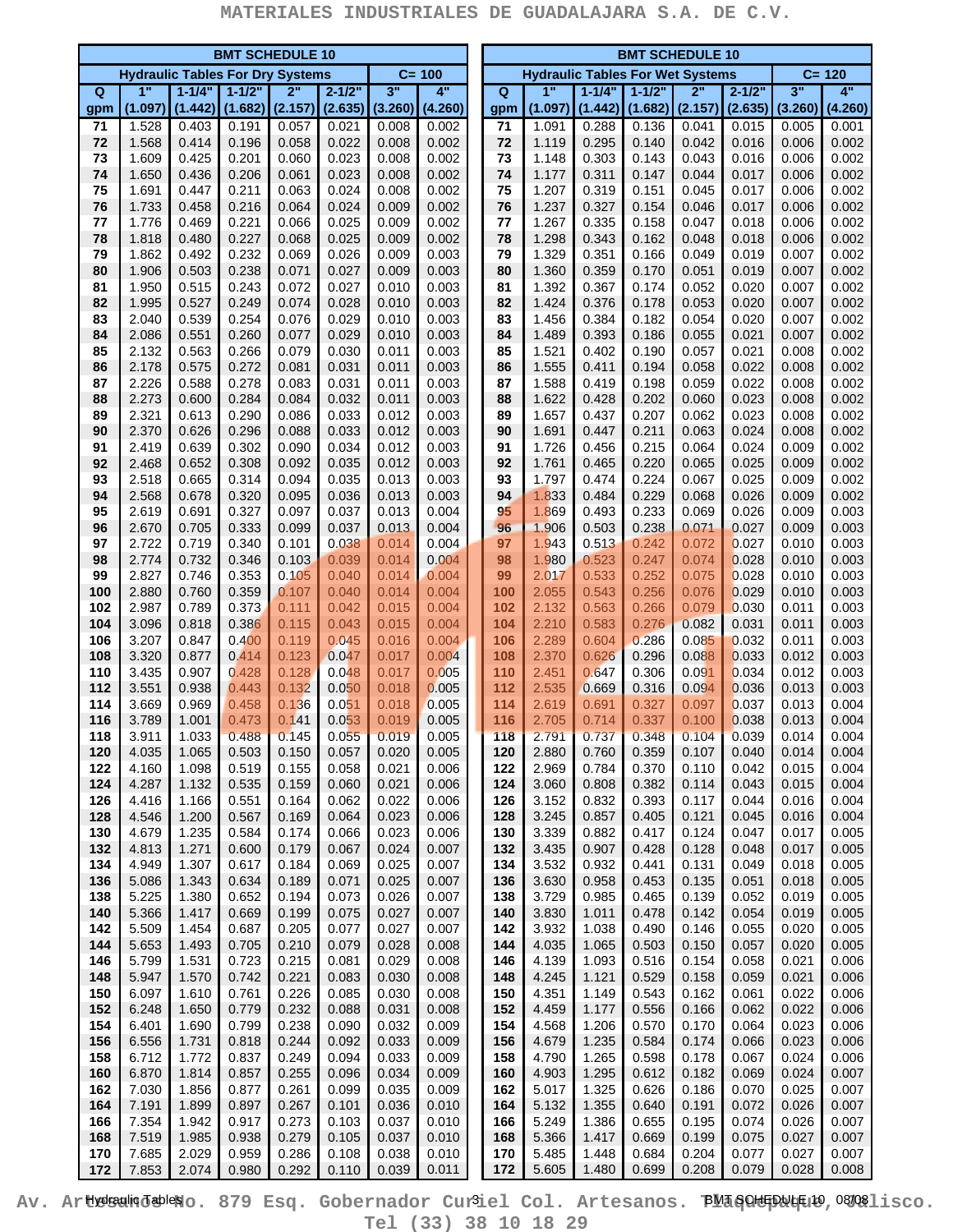# MATERIALES INDUSTRIALES DE GUADALAJARA S.A. DE C.V.

## BMT SCHEDULE 10

### Hydraulic Tables For Dry Systems — C= 100

| Q gpm | 1" (1.097) | 1-1/4" (1.442) | 1-1/2" (1.682) | 2" (2.157) | 2-1/2" (2.635) | 3" (3.260) | 4" (4.260) |
|---|---|---|---|---|---|---|---|
| 71 | 1.528 | 0.403 | 0.191 | 0.057 | 0.021 | 0.008 | 0.002 |
| 72 | 1.568 | 0.414 | 0.196 | 0.058 | 0.022 | 0.008 | 0.002 |
| 73 | 1.609 | 0.425 | 0.201 | 0.060 | 0.023 | 0.008 | 0.002 |
| 74 | 1.650 | 0.436 | 0.206 | 0.061 | 0.023 | 0.008 | 0.002 |
| 75 | 1.691 | 0.447 | 0.211 | 0.063 | 0.024 | 0.008 | 0.002 |
| 76 | 1.733 | 0.458 | 0.216 | 0.064 | 0.024 | 0.009 | 0.002 |
| 77 | 1.776 | 0.469 | 0.221 | 0.066 | 0.025 | 0.009 | 0.002 |
| 78 | 1.818 | 0.480 | 0.227 | 0.068 | 0.025 | 0.009 | 0.002 |
| 79 | 1.862 | 0.492 | 0.232 | 0.069 | 0.026 | 0.009 | 0.003 |
| 80 | 1.906 | 0.503 | 0.238 | 0.071 | 0.027 | 0.009 | 0.003 |
| 81 | 1.950 | 0.515 | 0.243 | 0.072 | 0.027 | 0.010 | 0.003 |
| 82 | 1.995 | 0.527 | 0.249 | 0.074 | 0.028 | 0.010 | 0.003 |
| 83 | 2.040 | 0.539 | 0.254 | 0.076 | 0.029 | 0.010 | 0.003 |
| 84 | 2.086 | 0.551 | 0.260 | 0.077 | 0.029 | 0.010 | 0.003 |
| 85 | 2.132 | 0.563 | 0.266 | 0.079 | 0.030 | 0.011 | 0.003 |
| 86 | 2.178 | 0.575 | 0.272 | 0.081 | 0.031 | 0.011 | 0.003 |
| 87 | 2.226 | 0.588 | 0.278 | 0.083 | 0.031 | 0.011 | 0.003 |
| 88 | 2.273 | 0.600 | 0.284 | 0.084 | 0.032 | 0.011 | 0.003 |
| 89 | 2.321 | 0.613 | 0.290 | 0.086 | 0.033 | 0.012 | 0.003 |
| 90 | 2.370 | 0.626 | 0.296 | 0.088 | 0.033 | 0.012 | 0.003 |
| 91 | 2.419 | 0.639 | 0.302 | 0.090 | 0.034 | 0.012 | 0.003 |
| 92 | 2.468 | 0.652 | 0.308 | 0.092 | 0.035 | 0.012 | 0.003 |
| 93 | 2.518 | 0.665 | 0.314 | 0.094 | 0.035 | 0.013 | 0.003 |
| 94 | 2.568 | 0.678 | 0.320 | 0.095 | 0.036 | 0.013 | 0.003 |
| 95 | 2.619 | 0.691 | 0.327 | 0.097 | 0.037 | 0.013 | 0.004 |
| 96 | 2.670 | 0.705 | 0.333 | 0.099 | 0.037 | 0.013 | 0.004 |
| 97 | 2.722 | 0.719 | 0.340 | 0.101 | 0.038 | 0.014 | 0.004 |
| 98 | 2.774 | 0.732 | 0.346 | 0.103 | 0.039 | 0.014 | 0.004 |
| 99 | 2.827 | 0.746 | 0.353 | 0.105 | 0.040 | 0.014 | 0.004 |
| 100 | 2.880 | 0.760 | 0.359 | 0.107 | 0.040 | 0.014 | 0.004 |
| 102 | 2.987 | 0.789 | 0.373 | 0.111 | 0.042 | 0.015 | 0.004 |
| 104 | 3.096 | 0.818 | 0.386 | 0.115 | 0.043 | 0.015 | 0.004 |
| 106 | 3.207 | 0.847 | 0.400 | 0.119 | 0.045 | 0.016 | 0.004 |
| 108 | 3.320 | 0.877 | 0.414 | 0.123 | 0.047 | 0.017 | 0.004 |
| 110 | 3.435 | 0.907 | 0.428 | 0.128 | 0.048 | 0.017 | 0.005 |
| 112 | 3.551 | 0.938 | 0.443 | 0.132 | 0.050 | 0.018 | 0.005 |
| 114 | 3.669 | 0.969 | 0.458 | 0.136 | 0.051 | 0.018 | 0.005 |
| 116 | 3.789 | 1.001 | 0.473 | 0.141 | 0.053 | 0.019 | 0.005 |
| 118 | 3.911 | 1.033 | 0.488 | 0.145 | 0.055 | 0.019 | 0.005 |
| 120 | 4.035 | 1.065 | 0.503 | 0.150 | 0.057 | 0.020 | 0.005 |
| 122 | 4.160 | 1.098 | 0.519 | 0.155 | 0.058 | 0.021 | 0.006 |
| 124 | 4.287 | 1.132 | 0.535 | 0.159 | 0.060 | 0.021 | 0.006 |
| 126 | 4.416 | 1.166 | 0.551 | 0.164 | 0.062 | 0.022 | 0.006 |
| 128 | 4.546 | 1.200 | 0.567 | 0.169 | 0.064 | 0.023 | 0.006 |
| 130 | 4.679 | 1.235 | 0.584 | 0.174 | 0.066 | 0.023 | 0.006 |
| 132 | 4.813 | 1.271 | 0.600 | 0.179 | 0.067 | 0.024 | 0.007 |
| 134 | 4.949 | 1.307 | 0.617 | 0.184 | 0.069 | 0.025 | 0.007 |
| 136 | 5.086 | 1.343 | 0.634 | 0.189 | 0.071 | 0.025 | 0.007 |
| 138 | 5.225 | 1.380 | 0.652 | 0.194 | 0.073 | 0.026 | 0.007 |
| 140 | 5.366 | 1.417 | 0.669 | 0.199 | 0.075 | 0.027 | 0.007 |
| 142 | 5.509 | 1.454 | 0.687 | 0.205 | 0.077 | 0.027 | 0.007 |
| 144 | 5.653 | 1.493 | 0.705 | 0.210 | 0.079 | 0.028 | 0.008 |
| 146 | 5.799 | 1.531 | 0.723 | 0.215 | 0.081 | 0.029 | 0.008 |
| 148 | 5.947 | 1.570 | 0.742 | 0.221 | 0.083 | 0.030 | 0.008 |
| 150 | 6.097 | 1.610 | 0.761 | 0.226 | 0.085 | 0.030 | 0.008 |
| 152 | 6.248 | 1.650 | 0.779 | 0.232 | 0.088 | 0.031 | 0.008 |
| 154 | 6.401 | 1.690 | 0.799 | 0.238 | 0.090 | 0.032 | 0.009 |
| 156 | 6.556 | 1.731 | 0.818 | 0.244 | 0.092 | 0.033 | 0.009 |
| 158 | 6.712 | 1.772 | 0.837 | 0.249 | 0.094 | 0.033 | 0.009 |
| 160 | 6.870 | 1.814 | 0.857 | 0.255 | 0.096 | 0.034 | 0.009 |
| 162 | 7.030 | 1.856 | 0.877 | 0.261 | 0.099 | 0.035 | 0.009 |
| 164 | 7.191 | 1.899 | 0.897 | 0.267 | 0.101 | 0.036 | 0.010 |
| 166 | 7.354 | 1.942 | 0.917 | 0.273 | 0.103 | 0.037 | 0.010 |
| 168 | 7.519 | 1.985 | 0.938 | 0.279 | 0.105 | 0.037 | 0.010 |
| 170 | 7.685 | 2.029 | 0.959 | 0.286 | 0.108 | 0.038 | 0.010 |
| 172 | 7.853 | 2.074 | 0.980 | 0.292 | 0.110 | 0.039 | 0.011 |

## BMT SCHEDULE 10

### Hydraulic Tables For Wet Systems — C= 120

| Q gpm | 1" (1.097) | 1-1/4" (1.442) | 1-1/2" (1.682) | 2" (2.157) | 2-1/2" (2.635) | 3" (3.260) | 4" (4.260) |
|---|---|---|---|---|---|---|---|
| 71 | 1.091 | 0.288 | 0.136 | 0.041 | 0.015 | 0.005 | 0.001 |
| 72 | 1.119 | 0.295 | 0.140 | 0.042 | 0.016 | 0.006 | 0.002 |
| 73 | 1.148 | 0.303 | 0.143 | 0.043 | 0.016 | 0.006 | 0.002 |
| 74 | 1.177 | 0.311 | 0.147 | 0.044 | 0.017 | 0.006 | 0.002 |
| 75 | 1.207 | 0.319 | 0.151 | 0.045 | 0.017 | 0.006 | 0.002 |
| 76 | 1.237 | 0.327 | 0.154 | 0.046 | 0.017 | 0.006 | 0.002 |
| 77 | 1.267 | 0.335 | 0.158 | 0.047 | 0.018 | 0.006 | 0.002 |
| 78 | 1.298 | 0.343 | 0.162 | 0.048 | 0.018 | 0.006 | 0.002 |
| 79 | 1.329 | 0.351 | 0.166 | 0.049 | 0.019 | 0.007 | 0.002 |
| 80 | 1.360 | 0.359 | 0.170 | 0.051 | 0.019 | 0.007 | 0.002 |
| 81 | 1.392 | 0.367 | 0.174 | 0.052 | 0.020 | 0.007 | 0.002 |
| 82 | 1.424 | 0.376 | 0.178 | 0.053 | 0.020 | 0.007 | 0.002 |
| 83 | 1.456 | 0.384 | 0.182 | 0.054 | 0.020 | 0.007 | 0.002 |
| 84 | 1.489 | 0.393 | 0.186 | 0.055 | 0.021 | 0.007 | 0.002 |
| 85 | 1.521 | 0.402 | 0.190 | 0.057 | 0.021 | 0.008 | 0.002 |
| 86 | 1.555 | 0.411 | 0.194 | 0.058 | 0.022 | 0.008 | 0.002 |
| 87 | 1.588 | 0.419 | 0.198 | 0.059 | 0.022 | 0.008 | 0.002 |
| 88 | 1.622 | 0.428 | 0.202 | 0.060 | 0.023 | 0.008 | 0.002 |
| 89 | 1.657 | 0.437 | 0.207 | 0.062 | 0.023 | 0.008 | 0.002 |
| 90 | 1.691 | 0.447 | 0.211 | 0.063 | 0.024 | 0.008 | 0.002 |
| 91 | 1.726 | 0.456 | 0.215 | 0.064 | 0.024 | 0.009 | 0.002 |
| 92 | 1.761 | 0.465 | 0.220 | 0.065 | 0.025 | 0.009 | 0.002 |
| 93 | 1.797 | 0.474 | 0.224 | 0.067 | 0.025 | 0.009 | 0.002 |
| 94 | 1.833 | 0.484 | 0.229 | 0.068 | 0.026 | 0.009 | 0.002 |
| 95 | 1.869 | 0.493 | 0.233 | 0.069 | 0.026 | 0.009 | 0.003 |
| 96 | 1.906 | 0.503 | 0.238 | 0.071 | 0.027 | 0.009 | 0.003 |
| 97 | 1.943 | 0.513 | 0.242 | 0.072 | 0.027 | 0.010 | 0.003 |
| 98 | 1.980 | 0.523 | 0.247 | 0.074 | 0.028 | 0.010 | 0.003 |
| 99 | 2.017 | 0.533 | 0.252 | 0.075 | 0.028 | 0.010 | 0.003 |
| 100 | 2.055 | 0.543 | 0.256 | 0.076 | 0.029 | 0.010 | 0.003 |
| 102 | 2.132 | 0.563 | 0.266 | 0.079 | 0.030 | 0.011 | 0.003 |
| 104 | 2.210 | 0.583 | 0.276 | 0.082 | 0.031 | 0.011 | 0.003 |
| 106 | 2.289 | 0.604 | 0.286 | 0.085 | 0.032 | 0.011 | 0.003 |
| 108 | 2.370 | 0.626 | 0.296 | 0.088 | 0.033 | 0.012 | 0.003 |
| 110 | 2.451 | 0.647 | 0.306 | 0.091 | 0.034 | 0.012 | 0.003 |
| 112 | 2.535 | 0.669 | 0.316 | 0.094 | 0.036 | 0.013 | 0.003 |
| 114 | 2.619 | 0.691 | 0.327 | 0.097 | 0.037 | 0.013 | 0.004 |
| 116 | 2.705 | 0.714 | 0.337 | 0.100 | 0.038 | 0.013 | 0.004 |
| 118 | 2.791 | 0.737 | 0.348 | 0.104 | 0.039 | 0.014 | 0.004 |
| 120 | 2.880 | 0.760 | 0.359 | 0.107 | 0.040 | 0.014 | 0.004 |
| 122 | 2.969 | 0.784 | 0.370 | 0.110 | 0.042 | 0.015 | 0.004 |
| 124 | 3.060 | 0.808 | 0.382 | 0.114 | 0.043 | 0.015 | 0.004 |
| 126 | 3.152 | 0.832 | 0.393 | 0.117 | 0.044 | 0.016 | 0.004 |
| 128 | 3.245 | 0.857 | 0.405 | 0.121 | 0.045 | 0.016 | 0.004 |
| 130 | 3.339 | 0.882 | 0.417 | 0.124 | 0.047 | 0.017 | 0.005 |
| 132 | 3.435 | 0.907 | 0.428 | 0.128 | 0.048 | 0.017 | 0.005 |
| 134 | 3.532 | 0.932 | 0.441 | 0.131 | 0.049 | 0.018 | 0.005 |
| 136 | 3.630 | 0.958 | 0.453 | 0.135 | 0.051 | 0.018 | 0.005 |
| 138 | 3.729 | 0.985 | 0.465 | 0.139 | 0.052 | 0.019 | 0.005 |
| 140 | 3.830 | 1.011 | 0.478 | 0.142 | 0.054 | 0.019 | 0.005 |
| 142 | 3.932 | 1.038 | 0.490 | 0.146 | 0.055 | 0.020 | 0.005 |
| 144 | 4.035 | 1.065 | 0.503 | 0.150 | 0.057 | 0.020 | 0.005 |
| 146 | 4.139 | 1.093 | 0.516 | 0.154 | 0.058 | 0.021 | 0.006 |
| 148 | 4.245 | 1.121 | 0.529 | 0.158 | 0.059 | 0.021 | 0.006 |
| 150 | 4.351 | 1.149 | 0.543 | 0.162 | 0.061 | 0.022 | 0.006 |
| 152 | 4.459 | 1.177 | 0.556 | 0.166 | 0.062 | 0.022 | 0.006 |
| 154 | 4.568 | 1.206 | 0.570 | 0.170 | 0.064 | 0.023 | 0.006 |
| 156 | 4.679 | 1.235 | 0.584 | 0.174 | 0.066 | 0.023 | 0.006 |
| 158 | 4.790 | 1.265 | 0.598 | 0.178 | 0.067 | 0.024 | 0.006 |
| 160 | 4.903 | 1.295 | 0.612 | 0.182 | 0.069 | 0.024 | 0.007 |
| 162 | 5.017 | 1.325 | 0.626 | 0.186 | 0.070 | 0.025 | 0.007 |
| 164 | 5.132 | 1.355 | 0.640 | 0.191 | 0.072 | 0.026 | 0.007 |
| 166 | 5.249 | 1.386 | 0.655 | 0.195 | 0.074 | 0.026 | 0.007 |
| 168 | 5.366 | 1.417 | 0.669 | 0.199 | 0.075 | 0.027 | 0.007 |
| 170 | 5.485 | 1.448 | 0.684 | 0.204 | 0.077 | 0.027 | 0.007 |
| 172 | 5.605 | 1.480 | 0.699 | 0.208 | 0.079 | 0.028 | 0.008 |

Av. Artesanos No. 879 Esq. Gobernador Curiel Col. Artesanos. Tlaquepaque, Jalisco.
Tel (33) 38 10 18 29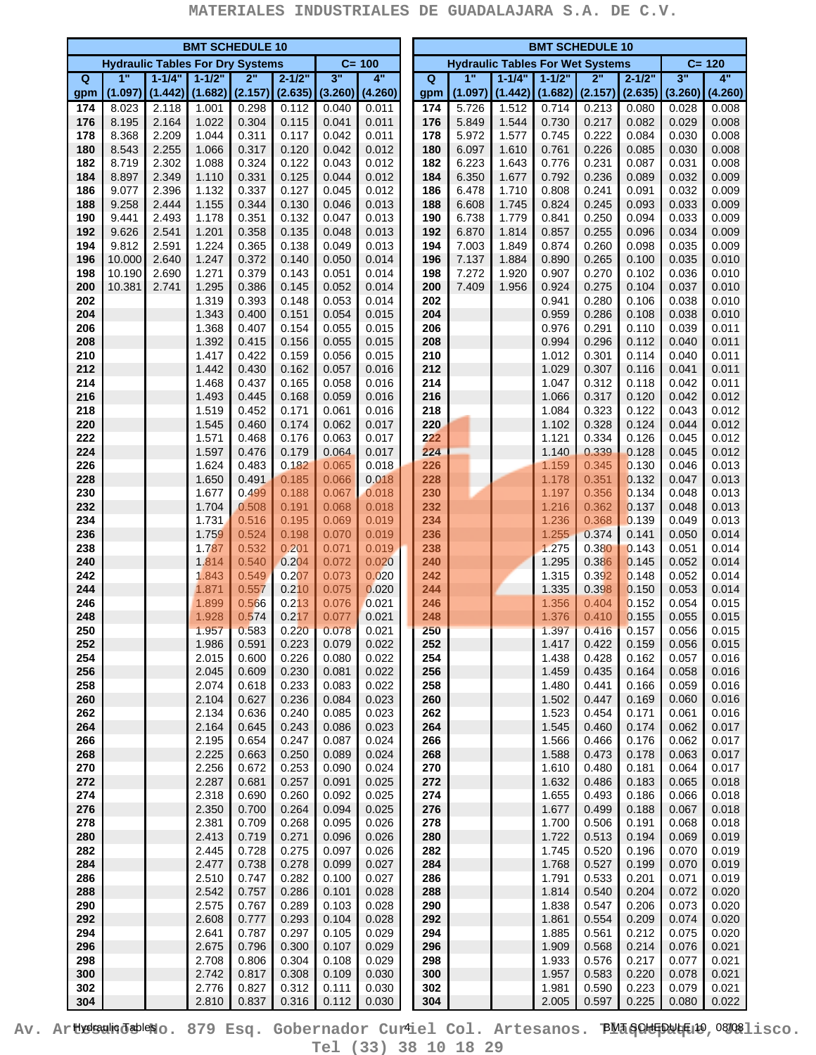# MATERIALES INDUSTRIALES DE GUADALAJARA S.A. DE C.V.

| BMT SCHEDULE 10 | | | | | | | |
|---|---|---|---|---|---|---|---|
| Hydraulic Tables For Dry Systems | | | | | | C= 100 | |
| Q gpm | 1" (1.097) | 1-1/4" (1.442) | 1-1/2" (1.682) | 2" (2.157) | 2-1/2" (2.635) | 3" (3.260) | 4" (4.260) |
| 174 | 8.023 | 2.118 | 1.001 | 0.298 | 0.112 | 0.040 | 0.011 |
| 176 | 8.195 | 2.164 | 1.022 | 0.304 | 0.115 | 0.041 | 0.011 |
| 178 | 8.368 | 2.209 | 1.044 | 0.311 | 0.117 | 0.042 | 0.011 |
| 180 | 8.543 | 2.255 | 1.066 | 0.317 | 0.120 | 0.042 | 0.012 |
| 182 | 8.719 | 2.302 | 1.088 | 0.324 | 0.122 | 0.043 | 0.012 |
| 184 | 8.897 | 2.349 | 1.110 | 0.331 | 0.125 | 0.044 | 0.012 |
| 186 | 9.077 | 2.396 | 1.132 | 0.337 | 0.127 | 0.045 | 0.012 |
| 188 | 9.258 | 2.444 | 1.155 | 0.344 | 0.130 | 0.046 | 0.013 |
| 190 | 9.441 | 2.493 | 1.178 | 0.351 | 0.132 | 0.047 | 0.013 |
| 192 | 9.626 | 2.541 | 1.201 | 0.358 | 0.135 | 0.048 | 0.013 |
| 194 | 9.812 | 2.591 | 1.224 | 0.365 | 0.138 | 0.049 | 0.013 |
| 196 | 10.000 | 2.640 | 1.247 | 0.372 | 0.140 | 0.050 | 0.014 |
| 198 | 10.190 | 2.690 | 1.271 | 0.379 | 0.143 | 0.051 | 0.014 |
| 200 | 10.381 | 2.741 | 1.295 | 0.386 | 0.145 | 0.052 | 0.014 |
| 202 | | | 1.319 | 0.393 | 0.148 | 0.053 | 0.014 |
| 204 | | | 1.343 | 0.400 | 0.151 | 0.054 | 0.015 |
| 206 | | | 1.368 | 0.407 | 0.154 | 0.055 | 0.015 |
| 208 | | | 1.392 | 0.415 | 0.156 | 0.055 | 0.015 |
| 210 | | | 1.417 | 0.422 | 0.159 | 0.056 | 0.015 |
| 212 | | | 1.442 | 0.430 | 0.162 | 0.057 | 0.016 |
| 214 | | | 1.468 | 0.437 | 0.165 | 0.058 | 0.016 |
| 216 | | | 1.493 | 0.445 | 0.168 | 0.059 | 0.016 |
| 218 | | | 1.519 | 0.452 | 0.171 | 0.061 | 0.016 |
| 220 | | | 1.545 | 0.460 | 0.174 | 0.062 | 0.017 |
| 222 | | | 1.571 | 0.468 | 0.176 | 0.063 | 0.017 |
| 224 | | | 1.597 | 0.476 | 0.179 | 0.064 | 0.017 |
| 226 | | | 1.624 | 0.483 | 0.182 | 0.065 | 0.018 |
| 228 | | | 1.650 | 0.491 | 0.185 | 0.066 | 0.018 |
| 230 | | | 1.677 | 0.499 | 0.188 | 0.067 | 0.018 |
| 232 | | | 1.704 | 0.508 | 0.191 | 0.068 | 0.018 |
| 234 | | | 1.731 | 0.516 | 0.195 | 0.069 | 0.019 |
| 236 | | | 1.759 | 0.524 | 0.198 | 0.070 | 0.019 |
| 238 | | | 1.787 | 0.532 | 0.201 | 0.071 | 0.019 |
| 240 | | | 1.814 | 0.540 | 0.204 | 0.072 | 0.020 |
| 242 | | | 1.843 | 0.549 | 0.207 | 0.073 | 0.020 |
| 244 | | | 1.871 | 0.557 | 0.210 | 0.075 | 0.020 |
| 246 | | | 1.899 | 0.566 | 0.213 | 0.076 | 0.021 |
| 248 | | | 1.928 | 0.574 | 0.217 | 0.077 | 0.021 |
| 250 | | | 1.957 | 0.583 | 0.220 | 0.078 | 0.021 |
| 252 | | | 1.986 | 0.591 | 0.223 | 0.079 | 0.022 |
| 254 | | | 2.015 | 0.600 | 0.226 | 0.080 | 0.022 |
| 256 | | | 2.045 | 0.609 | 0.230 | 0.081 | 0.022 |
| 258 | | | 2.074 | 0.618 | 0.233 | 0.083 | 0.022 |
| 260 | | | 2.104 | 0.627 | 0.236 | 0.084 | 0.023 |
| 262 | | | 2.134 | 0.636 | 0.240 | 0.085 | 0.023 |
| 264 | | | 2.164 | 0.645 | 0.243 | 0.086 | 0.023 |
| 266 | | | 2.195 | 0.654 | 0.247 | 0.087 | 0.024 |
| 268 | | | 2.225 | 0.663 | 0.250 | 0.089 | 0.024 |
| 270 | | | 2.256 | 0.672 | 0.253 | 0.090 | 0.024 |
| 272 | | | 2.287 | 0.681 | 0.257 | 0.091 | 0.025 |
| 274 | | | 2.318 | 0.690 | 0.260 | 0.092 | 0.025 |
| 276 | | | 2.350 | 0.700 | 0.264 | 0.094 | 0.025 |
| 278 | | | 2.381 | 0.709 | 0.268 | 0.095 | 0.026 |
| 280 | | | 2.413 | 0.719 | 0.271 | 0.096 | 0.026 |
| 282 | | | 2.445 | 0.728 | 0.275 | 0.097 | 0.026 |
| 284 | | | 2.477 | 0.738 | 0.278 | 0.099 | 0.027 |
| 286 | | | 2.510 | 0.747 | 0.282 | 0.100 | 0.027 |
| 288 | | | 2.542 | 0.757 | 0.286 | 0.101 | 0.028 |
| 290 | | | 2.575 | 0.767 | 0.289 | 0.103 | 0.028 |
| 292 | | | 2.608 | 0.777 | 0.293 | 0.104 | 0.028 |
| 294 | | | 2.641 | 0.787 | 0.297 | 0.105 | 0.029 |
| 296 | | | 2.675 | 0.796 | 0.300 | 0.107 | 0.029 |
| 298 | | | 2.708 | 0.806 | 0.304 | 0.108 | 0.029 |
| 300 | | | 2.742 | 0.817 | 0.308 | 0.109 | 0.030 |
| 302 | | | 2.776 | 0.827 | 0.312 | 0.111 | 0.030 |
| 304 | | | 2.810 | 0.837 | 0.316 | 0.112 | 0.030 |

| BMT SCHEDULE 10 | | | | | | | |
|---|---|---|---|---|---|---|---|
| Hydraulic Tables For Wet Systems | | | | | | C= 120 | |
| Q gpm | 1" (1.097) | 1-1/4" (1.442) | 1-1/2" (1.682) | 2" (2.157) | 2-1/2" (2.635) | 3" (3.260) | 4" (4.260) |
| 174 | 5.726 | 1.512 | 0.714 | 0.213 | 0.080 | 0.028 | 0.008 |
| 176 | 5.849 | 1.544 | 0.730 | 0.217 | 0.082 | 0.029 | 0.008 |
| 178 | 5.972 | 1.577 | 0.745 | 0.222 | 0.084 | 0.030 | 0.008 |
| 180 | 6.097 | 1.610 | 0.761 | 0.226 | 0.085 | 0.030 | 0.008 |
| 182 | 6.223 | 1.643 | 0.776 | 0.231 | 0.087 | 0.031 | 0.008 |
| 184 | 6.350 | 1.677 | 0.792 | 0.236 | 0.089 | 0.032 | 0.009 |
| 186 | 6.478 | 1.710 | 0.808 | 0.241 | 0.091 | 0.032 | 0.009 |
| 188 | 6.608 | 1.745 | 0.824 | 0.245 | 0.093 | 0.033 | 0.009 |
| 190 | 6.738 | 1.779 | 0.841 | 0.250 | 0.094 | 0.033 | 0.009 |
| 192 | 6.870 | 1.814 | 0.857 | 0.255 | 0.096 | 0.034 | 0.009 |
| 194 | 7.003 | 1.849 | 0.874 | 0.260 | 0.098 | 0.035 | 0.009 |
| 196 | 7.137 | 1.884 | 0.890 | 0.265 | 0.100 | 0.035 | 0.010 |
| 198 | 7.272 | 1.920 | 0.907 | 0.270 | 0.102 | 0.036 | 0.010 |
| 200 | 7.409 | 1.956 | 0.924 | 0.275 | 0.104 | 0.037 | 0.010 |
| 202 | | | 0.941 | 0.280 | 0.106 | 0.038 | 0.010 |
| 204 | | | 0.959 | 0.286 | 0.108 | 0.038 | 0.010 |
| 206 | | | 0.976 | 0.291 | 0.110 | 0.039 | 0.011 |
| 208 | | | 0.994 | 0.296 | 0.112 | 0.040 | 0.011 |
| 210 | | | 1.012 | 0.301 | 0.114 | 0.040 | 0.011 |
| 212 | | | 1.029 | 0.307 | 0.116 | 0.041 | 0.011 |
| 214 | | | 1.047 | 0.312 | 0.118 | 0.042 | 0.011 |
| 216 | | | 1.066 | 0.317 | 0.120 | 0.042 | 0.012 |
| 218 | | | 1.084 | 0.323 | 0.122 | 0.043 | 0.012 |
| 220 | | | 1.102 | 0.328 | 0.124 | 0.044 | 0.012 |
| 222 | | | 1.121 | 0.334 | 0.126 | 0.045 | 0.012 |
| 224 | | | 1.140 | 0.339 | 0.128 | 0.045 | 0.012 |
| 226 | | | 1.159 | 0.345 | 0.130 | 0.046 | 0.013 |
| 228 | | | 1.178 | 0.351 | 0.132 | 0.047 | 0.013 |
| 230 | | | 1.197 | 0.356 | 0.134 | 0.048 | 0.013 |
| 232 | | | 1.216 | 0.362 | 0.137 | 0.048 | 0.013 |
| 234 | | | 1.236 | 0.368 | 0.139 | 0.049 | 0.013 |
| 236 | | | 1.255 | 0.374 | 0.141 | 0.050 | 0.014 |
| 238 | | | 1.275 | 0.380 | 0.143 | 0.051 | 0.014 |
| 240 | | | 1.295 | 0.386 | 0.145 | 0.052 | 0.014 |
| 242 | | | 1.315 | 0.392 | 0.148 | 0.052 | 0.014 |
| 244 | | | 1.335 | 0.398 | 0.150 | 0.053 | 0.014 |
| 246 | | | 1.356 | 0.404 | 0.152 | 0.054 | 0.015 |
| 248 | | | 1.376 | 0.410 | 0.155 | 0.055 | 0.015 |
| 250 | | | 1.397 | 0.416 | 0.157 | 0.056 | 0.015 |
| 252 | | | 1.417 | 0.422 | 0.159 | 0.056 | 0.015 |
| 254 | | | 1.438 | 0.428 | 0.162 | 0.057 | 0.016 |
| 256 | | | 1.459 | 0.435 | 0.164 | 0.058 | 0.016 |
| 258 | | | 1.480 | 0.441 | 0.166 | 0.059 | 0.016 |
| 260 | | | 1.502 | 0.447 | 0.169 | 0.060 | 0.016 |
| 262 | | | 1.523 | 0.454 | 0.171 | 0.061 | 0.016 |
| 264 | | | 1.545 | 0.460 | 0.174 | 0.062 | 0.017 |
| 266 | | | 1.566 | 0.466 | 0.176 | 0.062 | 0.017 |
| 268 | | | 1.588 | 0.473 | 0.178 | 0.063 | 0.017 |
| 270 | | | 1.610 | 0.480 | 0.181 | 0.064 | 0.017 |
| 272 | | | 1.632 | 0.486 | 0.183 | 0.065 | 0.018 |
| 274 | | | 1.655 | 0.493 | 0.186 | 0.066 | 0.018 |
| 276 | | | 1.677 | 0.499 | 0.188 | 0.067 | 0.018 |
| 278 | | | 1.700 | 0.506 | 0.191 | 0.068 | 0.018 |
| 280 | | | 1.722 | 0.513 | 0.194 | 0.069 | 0.019 |
| 282 | | | 1.745 | 0.520 | 0.196 | 0.070 | 0.019 |
| 284 | | | 1.768 | 0.527 | 0.199 | 0.070 | 0.019 |
| 286 | | | 1.791 | 0.533 | 0.201 | 0.071 | 0.019 |
| 288 | | | 1.814 | 0.540 | 0.204 | 0.072 | 0.020 |
| 290 | | | 1.838 | 0.547 | 0.206 | 0.073 | 0.020 |
| 292 | | | 1.861 | 0.554 | 0.209 | 0.074 | 0.020 |
| 294 | | | 1.885 | 0.561 | 0.212 | 0.075 | 0.020 |
| 296 | | | 1.909 | 0.568 | 0.214 | 0.076 | 0.021 |
| 298 | | | 1.933 | 0.576 | 0.217 | 0.077 | 0.021 |
| 300 | | | 1.957 | 0.583 | 0.220 | 0.078 | 0.021 |
| 302 | | | 1.981 | 0.590 | 0.223 | 0.079 | 0.021 |
| 304 | | | 2.005 | 0.597 | 0.225 | 0.080 | 0.022 |

Av. Artesanos No. 879 Esq. Gobernador Curiel Col. Artesanos. Tlaquepaque, Jalisco.
Tel (33) 38 10 18 29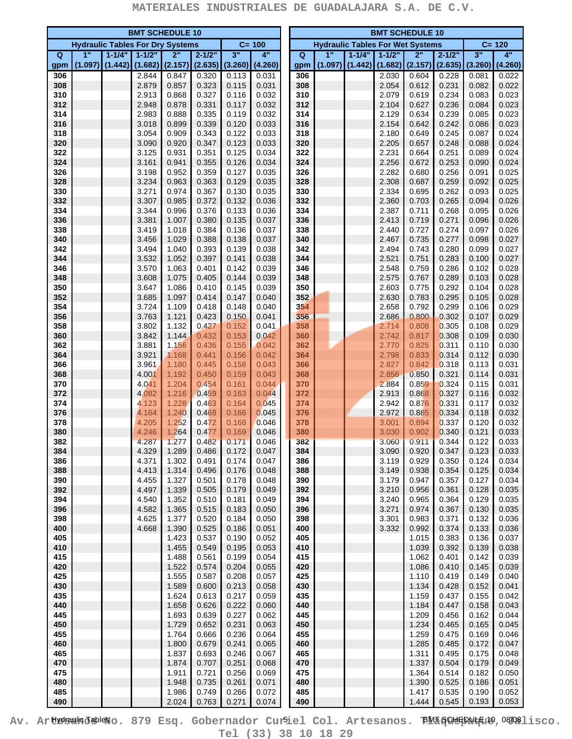MATERIALES INDUSTRIALES DE GUADALAJARA S.A. DE C.V.

| BMT SCHEDULE 10 | | | | | | | |
|---|---|---|---|---|---|---|---|
| Hydraulic Tables For Dry Systems | | | | | | C= 100 | |
| Q | 1" | 1-1/4" | 1-1/2" | 2" | 2-1/2" | 3" | 4" |
| gpm | (1.097) | (1.442) | (1.682) | (2.157) | (2.635) | (3.260) | (4.260) |
| 306 | | | 2.844 | 0.847 | 0.320 | 0.113 | 0.031 |
| 308 | | | 2.879 | 0.857 | 0.323 | 0.115 | 0.031 |
| 310 | | | 2.913 | 0.868 | 0.327 | 0.116 | 0.032 |
| 312 | | | 2.948 | 0.878 | 0.331 | 0.117 | 0.032 |
| 314 | | | 2.983 | 0.888 | 0.335 | 0.119 | 0.032 |
| 316 | | | 3.018 | 0.899 | 0.339 | 0.120 | 0.033 |
| 318 | | | 3.054 | 0.909 | 0.343 | 0.122 | 0.033 |
| 320 | | | 3.090 | 0.920 | 0.347 | 0.123 | 0.033 |
| 322 | | | 3.125 | 0.931 | 0.351 | 0.125 | 0.034 |
| 324 | | | 3.161 | 0.941 | 0.355 | 0.126 | 0.034 |
| 326 | | | 3.198 | 0.952 | 0.359 | 0.127 | 0.035 |
| 328 | | | 3.234 | 0.963 | 0.363 | 0.129 | 0.035 |
| 330 | | | 3.271 | 0.974 | 0.367 | 0.130 | 0.035 |
| 332 | | | 3.307 | 0.985 | 0.372 | 0.132 | 0.036 |
| 334 | | | 3.344 | 0.996 | 0.376 | 0.133 | 0.036 |
| 336 | | | 3.381 | 1.007 | 0.380 | 0.135 | 0.037 |
| 338 | | | 3.419 | 1.018 | 0.384 | 0.136 | 0.037 |
| 340 | | | 3.456 | 1.029 | 0.388 | 0.138 | 0.037 |
| 342 | | | 3.494 | 1.040 | 0.393 | 0.139 | 0.038 |
| 344 | | | 3.532 | 1.052 | 0.397 | 0.141 | 0.038 |
| 346 | | | 3.570 | 1.063 | 0.401 | 0.142 | 0.039 |
| 348 | | | 3.608 | 1.075 | 0.405 | 0.144 | 0.039 |
| 350 | | | 3.647 | 1.086 | 0.410 | 0.145 | 0.039 |
| 352 | | | 3.685 | 1.097 | 0.414 | 0.147 | 0.040 |
| 354 | | | 3.724 | 1.109 | 0.418 | 0.148 | 0.040 |
| 356 | | | 3.763 | 1.121 | 0.423 | 0.150 | 0.041 |
| 358 | | | 3.802 | 1.132 | 0.427 | 0.152 | 0.041 |
| 360 | | | 3.842 | 1.144 | 0.432 | 0.153 | 0.042 |
| 362 | | | 3.881 | 1.156 | 0.436 | 0.155 | 0.042 |
| 364 | | | 3.921 | 1.168 | 0.441 | 0.156 | 0.042 |
| 366 | | | 3.961 | 1.180 | 0.445 | 0.158 | 0.043 |
| 368 | | | 4.001 | 1.192 | 0.450 | 0.159 | 0.043 |
| 370 | | | 4.041 | 1.204 | 0.454 | 0.161 | 0.044 |
| 372 | | | 4.082 | 1.216 | 0.459 | 0.163 | 0.044 |
| 374 | | | 4.123 | 1.228 | 0.463 | 0.164 | 0.045 |
| 376 | | | 4.164 | 1.240 | 0.468 | 0.166 | 0.045 |
| 378 | | | 4.205 | 1.252 | 0.472 | 0.168 | 0.046 |
| 380 | | | 4.246 | 1.264 | 0.477 | 0.169 | 0.046 |
| 382 | | | 4.287 | 1.277 | 0.482 | 0.171 | 0.046 |
| 384 | | | 4.329 | 1.289 | 0.486 | 0.172 | 0.047 |
| 386 | | | 4.371 | 1.302 | 0.491 | 0.174 | 0.047 |
| 388 | | | 4.413 | 1.314 | 0.496 | 0.176 | 0.048 |
| 390 | | | 4.455 | 1.327 | 0.501 | 0.178 | 0.048 |
| 392 | | | 4.497 | 1.339 | 0.505 | 0.179 | 0.049 |
| 394 | | | 4.540 | 1.352 | 0.510 | 0.181 | 0.049 |
| 396 | | | 4.582 | 1.365 | 0.515 | 0.183 | 0.050 |
| 398 | | | 4.625 | 1.377 | 0.520 | 0.184 | 0.050 |
| 400 | | | 4.668 | 1.390 | 0.525 | 0.186 | 0.051 |
| 405 | | | | 1.423 | 0.537 | 0.190 | 0.052 |
| 410 | | | | 1.455 | 0.549 | 0.195 | 0.053 |
| 415 | | | | 1.488 | 0.561 | 0.199 | 0.054 |
| 420 | | | | 1.522 | 0.574 | 0.204 | 0.055 |
| 425 | | | | 1.555 | 0.587 | 0.208 | 0.057 |
| 430 | | | | 1.589 | 0.600 | 0.213 | 0.058 |
| 435 | | | | 1.624 | 0.613 | 0.217 | 0.059 |
| 440 | | | | 1.658 | 0.626 | 0.222 | 0.060 |
| 445 | | | | 1.693 | 0.639 | 0.227 | 0.062 |
| 450 | | | | 1.729 | 0.652 | 0.231 | 0.063 |
| 455 | | | | 1.764 | 0.666 | 0.236 | 0.064 |
| 460 | | | | 1.800 | 0.679 | 0.241 | 0.065 |
| 465 | | | | 1.837 | 0.693 | 0.246 | 0.067 |
| 470 | | | | 1.874 | 0.707 | 0.251 | 0.068 |
| 475 | | | | 1.911 | 0.721 | 0.256 | 0.069 |
| 480 | | | | 1.948 | 0.735 | 0.261 | 0.071 |
| 485 | | | | 1.986 | 0.749 | 0.266 | 0.072 |
| 490 | | | | 2.024 | 0.763 | 0.271 | 0.074 |

| BMT SCHEDULE 10 | | | | | | | |
|---|---|---|---|---|---|---|---|
| Hydraulic Tables For Wet Systems | | | | | | C= 120 | |
| Q | 1" | 1-1/4" | 1-1/2" | 2" | 2-1/2" | 3" | 4" |
| gpm | (1.097) | (1.442) | (1.682) | (2.157) | (2.635) | (3.260) | (4.260) |
| 306 | | | 2.030 | 0.604 | 0.228 | 0.081 | 0.022 |
| 308 | | | 2.054 | 0.612 | 0.231 | 0.082 | 0.022 |
| 310 | | | 2.079 | 0.619 | 0.234 | 0.083 | 0.023 |
| 312 | | | 2.104 | 0.627 | 0.236 | 0.084 | 0.023 |
| 314 | | | 2.129 | 0.634 | 0.239 | 0.085 | 0.023 |
| 316 | | | 2.154 | 0.642 | 0.242 | 0.086 | 0.023 |
| 318 | | | 2.180 | 0.649 | 0.245 | 0.087 | 0.024 |
| 320 | | | 2.205 | 0.657 | 0.248 | 0.088 | 0.024 |
| 322 | | | 2.231 | 0.664 | 0.251 | 0.089 | 0.024 |
| 324 | | | 2.256 | 0.672 | 0.253 | 0.090 | 0.024 |
| 326 | | | 2.282 | 0.680 | 0.256 | 0.091 | 0.025 |
| 328 | | | 2.308 | 0.687 | 0.259 | 0.092 | 0.025 |
| 330 | | | 2.334 | 0.695 | 0.262 | 0.093 | 0.025 |
| 332 | | | 2.360 | 0.703 | 0.265 | 0.094 | 0.026 |
| 334 | | | 2.387 | 0.711 | 0.268 | 0.095 | 0.026 |
| 336 | | | 2.413 | 0.719 | 0.271 | 0.096 | 0.026 |
| 338 | | | 2.440 | 0.727 | 0.274 | 0.097 | 0.026 |
| 340 | | | 2.467 | 0.735 | 0.277 | 0.098 | 0.027 |
| 342 | | | 2.494 | 0.743 | 0.280 | 0.099 | 0.027 |
| 344 | | | 2.521 | 0.751 | 0.283 | 0.100 | 0.027 |
| 346 | | | 2.548 | 0.759 | 0.286 | 0.102 | 0.028 |
| 348 | | | 2.575 | 0.767 | 0.289 | 0.103 | 0.028 |
| 350 | | | 2.603 | 0.775 | 0.292 | 0.104 | 0.028 |
| 352 | | | 2.630 | 0.783 | 0.295 | 0.105 | 0.028 |
| 354 | | | 2.658 | 0.792 | 0.299 | 0.106 | 0.029 |
| 356 | | | 2.686 | 0.800 | 0.302 | 0.107 | 0.029 |
| 358 | | | 2.714 | 0.808 | 0.305 | 0.108 | 0.029 |
| 360 | | | 2.742 | 0.817 | 0.308 | 0.109 | 0.030 |
| 362 | | | 2.770 | 0.825 | 0.311 | 0.110 | 0.030 |
| 364 | | | 2.798 | 0.833 | 0.314 | 0.112 | 0.030 |
| 366 | | | 2.827 | 0.842 | 0.318 | 0.113 | 0.031 |
| 368 | | | 2.856 | 0.850 | 0.321 | 0.114 | 0.031 |
| 370 | | | 2.884 | 0.859 | 0.324 | 0.115 | 0.031 |
| 372 | | | 2.913 | 0.868 | 0.327 | 0.116 | 0.032 |
| 374 | | | 2.942 | 0.876 | 0.331 | 0.117 | 0.032 |
| 376 | | | 2.972 | 0.885 | 0.334 | 0.118 | 0.032 |
| 378 | | | 3.001 | 0.894 | 0.337 | 0.120 | 0.032 |
| 380 | | | 3.030 | 0.902 | 0.340 | 0.121 | 0.033 |
| 382 | | | 3.060 | 0.911 | 0.344 | 0.122 | 0.033 |
| 384 | | | 3.090 | 0.920 | 0.347 | 0.123 | 0.033 |
| 386 | | | 3.119 | 0.929 | 0.350 | 0.124 | 0.034 |
| 388 | | | 3.149 | 0.938 | 0.354 | 0.125 | 0.034 |
| 390 | | | 3.179 | 0.947 | 0.357 | 0.127 | 0.034 |
| 392 | | | 3.210 | 0.956 | 0.361 | 0.128 | 0.035 |
| 394 | | | 3.240 | 0.965 | 0.364 | 0.129 | 0.035 |
| 396 | | | 3.271 | 0.974 | 0.367 | 0.130 | 0.035 |
| 398 | | | 3.301 | 0.983 | 0.371 | 0.132 | 0.036 |
| 400 | | | 3.332 | 0.992 | 0.374 | 0.133 | 0.036 |
| 405 | | | | 1.015 | 0.383 | 0.136 | 0.037 |
| 410 | | | | 1.039 | 0.392 | 0.139 | 0.038 |
| 415 | | | | 1.062 | 0.401 | 0.142 | 0.039 |
| 420 | | | | 1.086 | 0.410 | 0.145 | 0.039 |
| 425 | | | | 1.110 | 0.419 | 0.149 | 0.040 |
| 430 | | | | 1.134 | 0.428 | 0.152 | 0.041 |
| 435 | | | | 1.159 | 0.437 | 0.155 | 0.042 |
| 440 | | | | 1.184 | 0.447 | 0.158 | 0.043 |
| 445 | | | | 1.209 | 0.456 | 0.162 | 0.044 |
| 450 | | | | 1.234 | 0.465 | 0.165 | 0.045 |
| 455 | | | | 1.259 | 0.475 | 0.169 | 0.046 |
| 460 | | | | 1.285 | 0.485 | 0.172 | 0.047 |
| 465 | | | | 1.311 | 0.495 | 0.175 | 0.048 |
| 470 | | | | 1.337 | 0.504 | 0.179 | 0.049 |
| 475 | | | | 1.364 | 0.514 | 0.182 | 0.050 |
| 480 | | | | 1.390 | 0.525 | 0.186 | 0.051 |
| 485 | | | | 1.417 | 0.535 | 0.190 | 0.052 |
| 490 | | | | 1.444 | 0.545 | 0.193 | 0.053 |

Av. Artesanos No. 879 Esq. Gobernador Curiel Col. Artesanos. Tlaquepaque, Jalisco. Tel (33) 38 10 18 29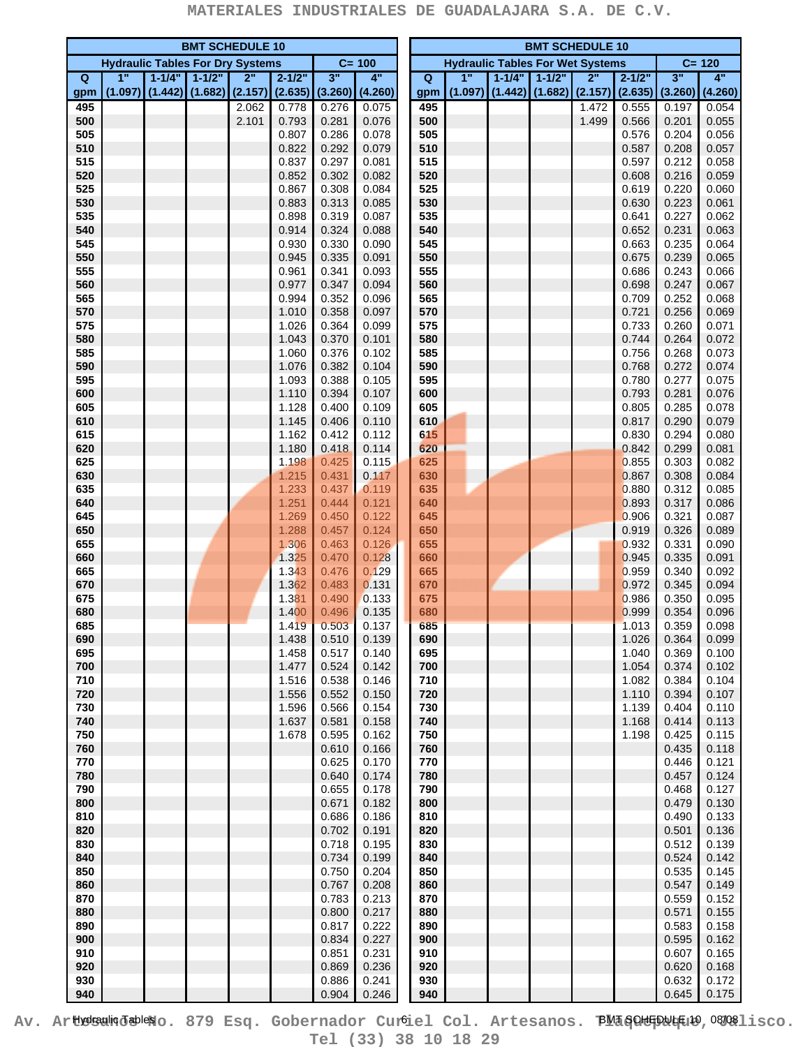# MATERIALES INDUSTRIALES DE GUADALAJARA S.A. DE C.V.

## BMT SCHEDULE 10 — Hydraulic Tables For Dry Systems (C= 100)

| Q gpm | 1" (1.097) | 1-1/4" (1.442) | 1-1/2" (1.682) | 2" (2.157) | 2-1/2" (2.635) | 3" (3.260) | 4" (4.260) |
|---|---|---|---|---|---|---|---|
| 495 | | | | 2.062 | 0.778 | 0.276 | 0.075 |
| 500 | | | | 2.101 | 0.793 | 0.281 | 0.076 |
| 505 | | | | | 0.807 | 0.286 | 0.078 |
| 510 | | | | | 0.822 | 0.292 | 0.079 |
| 515 | | | | | 0.837 | 0.297 | 0.081 |
| 520 | | | | | 0.852 | 0.302 | 0.082 |
| 525 | | | | | 0.867 | 0.308 | 0.084 |
| 530 | | | | | 0.883 | 0.313 | 0.085 |
| 535 | | | | | 0.898 | 0.319 | 0.087 |
| 540 | | | | | 0.914 | 0.324 | 0.088 |
| 545 | | | | | 0.930 | 0.330 | 0.090 |
| 550 | | | | | 0.945 | 0.335 | 0.091 |
| 555 | | | | | 0.961 | 0.341 | 0.093 |
| 560 | | | | | 0.977 | 0.347 | 0.094 |
| 565 | | | | | 0.994 | 0.352 | 0.096 |
| 570 | | | | | 1.010 | 0.358 | 0.097 |
| 575 | | | | | 1.026 | 0.364 | 0.099 |
| 580 | | | | | 1.043 | 0.370 | 0.101 |
| 585 | | | | | 1.060 | 0.376 | 0.102 |
| 590 | | | | | 1.076 | 0.382 | 0.104 |
| 595 | | | | | 1.093 | 0.388 | 0.105 |
| 600 | | | | | 1.110 | 0.394 | 0.107 |
| 605 | | | | | 1.128 | 0.400 | 0.109 |
| 610 | | | | | 1.145 | 0.406 | 0.110 |
| 615 | | | | | 1.162 | 0.412 | 0.112 |
| 620 | | | | | 1.180 | 0.418 | 0.114 |
| 625 | | | | | 1.198 | 0.425 | 0.115 |
| 630 | | | | | 1.215 | 0.431 | 0.117 |
| 635 | | | | | 1.233 | 0.437 | 0.119 |
| 640 | | | | | 1.251 | 0.444 | 0.121 |
| 645 | | | | | 1.269 | 0.450 | 0.122 |
| 650 | | | | | 1.288 | 0.457 | 0.124 |
| 655 | | | | | 1.306 | 0.463 | 0.126 |
| 660 | | | | | 1.325 | 0.470 | 0.128 |
| 665 | | | | | 1.343 | 0.476 | 0.129 |
| 670 | | | | | 1.362 | 0.483 | 0.131 |
| 675 | | | | | 1.381 | 0.490 | 0.133 |
| 680 | | | | | 1.400 | 0.496 | 0.135 |
| 685 | | | | | 1.419 | 0.503 | 0.137 |
| 690 | | | | | 1.438 | 0.510 | 0.139 |
| 695 | | | | | 1.458 | 0.517 | 0.140 |
| 700 | | | | | 1.477 | 0.524 | 0.142 |
| 710 | | | | | 1.516 | 0.538 | 0.146 |
| 720 | | | | | 1.556 | 0.552 | 0.150 |
| 730 | | | | | 1.596 | 0.566 | 0.154 |
| 740 | | | | | 1.637 | 0.581 | 0.158 |
| 750 | | | | | 1.678 | 0.595 | 0.162 |
| 760 | | | | | | 0.610 | 0.166 |
| 770 | | | | | | 0.625 | 0.170 |
| 780 | | | | | | 0.640 | 0.174 |
| 790 | | | | | | 0.655 | 0.178 |
| 800 | | | | | | 0.671 | 0.182 |
| 810 | | | | | | 0.686 | 0.186 |
| 820 | | | | | | 0.702 | 0.191 |
| 830 | | | | | | 0.718 | 0.195 |
| 840 | | | | | | 0.734 | 0.199 |
| 850 | | | | | | 0.750 | 0.204 |
| 860 | | | | | | 0.767 | 0.208 |
| 870 | | | | | | 0.783 | 0.213 |
| 880 | | | | | | 0.800 | 0.217 |
| 890 | | | | | | 0.817 | 0.222 |
| 900 | | | | | | 0.834 | 0.227 |
| 910 | | | | | | 0.851 | 0.231 |
| 920 | | | | | | 0.869 | 0.236 |
| 930 | | | | | | 0.886 | 0.241 |
| 940 | | | | | | 0.904 | 0.246 |

## BMT SCHEDULE 10 — Hydraulic Tables For Wet Systems (C= 120)

| Q gpm | 1" (1.097) | 1-1/4" (1.442) | 1-1/2" (1.682) | 2" (2.157) | 2-1/2" (2.635) | 3" (3.260) | 4" (4.260) |
|---|---|---|---|---|---|---|---|
| 495 | | | | 1.472 | 0.555 | 0.197 | 0.054 |
| 500 | | | | 1.499 | 0.566 | 0.201 | 0.055 |
| 505 | | | | | 0.576 | 0.204 | 0.056 |
| 510 | | | | | 0.587 | 0.208 | 0.057 |
| 515 | | | | | 0.597 | 0.212 | 0.058 |
| 520 | | | | | 0.608 | 0.216 | 0.059 |
| 525 | | | | | 0.619 | 0.220 | 0.060 |
| 530 | | | | | 0.630 | 0.223 | 0.061 |
| 535 | | | | | 0.641 | 0.227 | 0.062 |
| 540 | | | | | 0.652 | 0.231 | 0.063 |
| 545 | | | | | 0.663 | 0.235 | 0.064 |
| 550 | | | | | 0.675 | 0.239 | 0.065 |
| 555 | | | | | 0.686 | 0.243 | 0.066 |
| 560 | | | | | 0.698 | 0.247 | 0.067 |
| 565 | | | | | 0.709 | 0.252 | 0.068 |
| 570 | | | | | 0.721 | 0.256 | 0.069 |
| 575 | | | | | 0.733 | 0.260 | 0.071 |
| 580 | | | | | 0.744 | 0.264 | 0.072 |
| 585 | | | | | 0.756 | 0.268 | 0.073 |
| 590 | | | | | 0.768 | 0.272 | 0.074 |
| 595 | | | | | 0.780 | 0.277 | 0.075 |
| 600 | | | | | 0.793 | 0.281 | 0.076 |
| 605 | | | | | 0.805 | 0.285 | 0.078 |
| 610 | | | | | 0.817 | 0.290 | 0.079 |
| 615 | | | | | 0.830 | 0.294 | 0.080 |
| 620 | | | | | 0.842 | 0.299 | 0.081 |
| 625 | | | | | 0.855 | 0.303 | 0.082 |
| 630 | | | | | 0.867 | 0.308 | 0.084 |
| 635 | | | | | 0.880 | 0.312 | 0.085 |
| 640 | | | | | 0.893 | 0.317 | 0.086 |
| 645 | | | | | 0.906 | 0.321 | 0.087 |
| 650 | | | | | 0.919 | 0.326 | 0.089 |
| 655 | | | | | 0.932 | 0.331 | 0.090 |
| 660 | | | | | 0.945 | 0.335 | 0.091 |
| 665 | | | | | 0.959 | 0.340 | 0.092 |
| 670 | | | | | 0.972 | 0.345 | 0.094 |
| 675 | | | | | 0.986 | 0.350 | 0.095 |
| 680 | | | | | 0.999 | 0.354 | 0.096 |
| 685 | | | | | 1.013 | 0.359 | 0.098 |
| 690 | | | | | 1.026 | 0.364 | 0.099 |
| 695 | | | | | 1.040 | 0.369 | 0.100 |
| 700 | | | | | 1.054 | 0.374 | 0.102 |
| 710 | | | | | 1.082 | 0.384 | 0.104 |
| 720 | | | | | 1.110 | 0.394 | 0.107 |
| 730 | | | | | 1.139 | 0.404 | 0.110 |
| 740 | | | | | 1.168 | 0.414 | 0.113 |
| 750 | | | | | 1.198 | 0.425 | 0.115 |
| 760 | | | | | | 0.435 | 0.118 |
| 770 | | | | | | 0.446 | 0.121 |
| 780 | | | | | | 0.457 | 0.124 |
| 790 | | | | | | 0.468 | 0.127 |
| 800 | | | | | | 0.479 | 0.130 |
| 810 | | | | | | 0.490 | 0.133 |
| 820 | | | | | | 0.501 | 0.136 |
| 830 | | | | | | 0.512 | 0.139 |
| 840 | | | | | | 0.524 | 0.142 |
| 850 | | | | | | 0.535 | 0.145 |
| 860 | | | | | | 0.547 | 0.149 |
| 870 | | | | | | 0.559 | 0.152 |
| 880 | | | | | | 0.571 | 0.155 |
| 890 | | | | | | 0.583 | 0.158 |
| 900 | | | | | | 0.595 | 0.162 |
| 910 | | | | | | 0.607 | 0.165 |
| 920 | | | | | | 0.620 | 0.168 |
| 930 | | | | | | 0.632 | 0.172 |
| 940 | | | | | | 0.645 | 0.175 |

Av. Artesanos No. 879 Esq. Gobernador Curiel Col. Artesanos. Tlaquepaque, Jalisco.
Tel (33) 38 10 18 29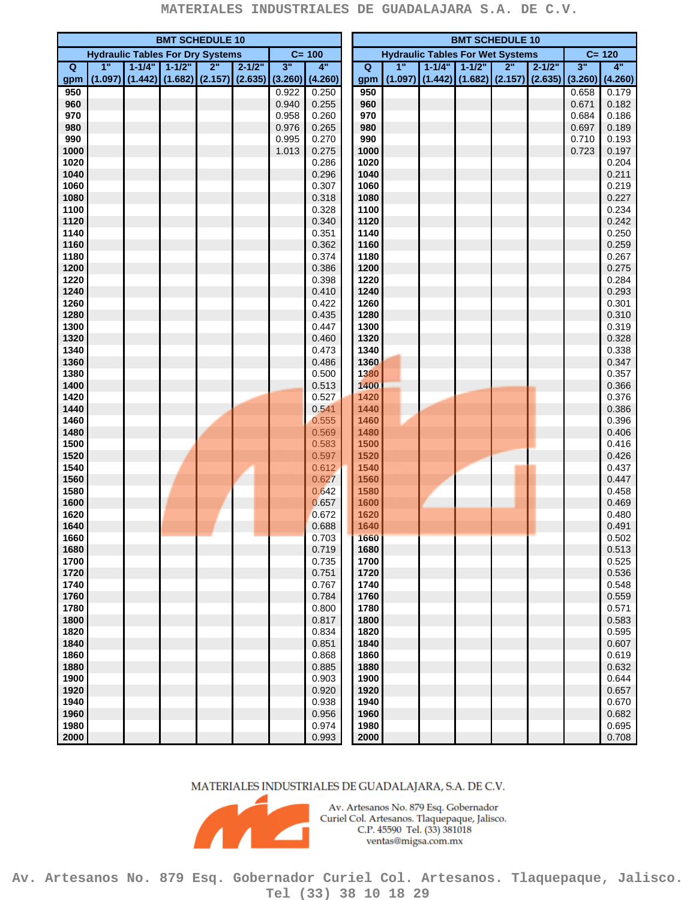| BMT SCHEDULE 10 | | | | | | | |
|---|---|---|---|---|---|---|---|
| Hydraulic Tables For Dry Systems | | | | | | C= 100 | |
| Q gpm | 1" (1.097) | 1-1/4" (1.442) | 1-1/2" (1.682) | 2" (2.157) | 2-1/2" (2.635) | 3" (3.260) | 4" (4.260) |
| 950 | | | | | | 0.922 | 0.250 |
| 960 | | | | | | 0.940 | 0.255 |
| 970 | | | | | | 0.958 | 0.260 |
| 980 | | | | | | 0.976 | 0.265 |
| 990 | | | | | | 0.995 | 0.270 |
| 1000 | | | | | | 1.013 | 0.275 |
| 1020 | | | | | | | 0.286 |
| 1040 | | | | | | | 0.296 |
| 1060 | | | | | | | 0.307 |
| 1080 | | | | | | | 0.318 |
| 1100 | | | | | | | 0.328 |
| 1120 | | | | | | | 0.340 |
| 1140 | | | | | | | 0.351 |
| 1160 | | | | | | | 0.362 |
| 1180 | | | | | | | 0.374 |
| 1200 | | | | | | | 0.386 |
| 1220 | | | | | | | 0.398 |
| 1240 | | | | | | | 0.410 |
| 1260 | | | | | | | 0.422 |
| 1280 | | | | | | | 0.435 |
| 1300 | | | | | | | 0.447 |
| 1320 | | | | | | | 0.460 |
| 1340 | | | | | | | 0.473 |
| 1360 | | | | | | | 0.486 |
| 1380 | | | | | | | 0.500 |
| 1400 | | | | | | | 0.513 |
| 1420 | | | | | | | 0.527 |
| 1440 | | | | | | | 0.541 |
| 1460 | | | | | | | 0.555 |
| 1480 | | | | | | | 0.569 |
| 1500 | | | | | | | 0.583 |
| 1520 | | | | | | | 0.597 |
| 1540 | | | | | | | 0.612 |
| 1560 | | | | | | | 0.627 |
| 1580 | | | | | | | 0.642 |
| 1600 | | | | | | | 0.657 |
| 1620 | | | | | | | 0.672 |
| 1640 | | | | | | | 0.688 |
| 1660 | | | | | | | 0.703 |
| 1680 | | | | | | | 0.719 |
| 1700 | | | | | | | 0.735 |
| 1720 | | | | | | | 0.751 |
| 1740 | | | | | | | 0.767 |
| 1760 | | | | | | | 0.784 |
| 1780 | | | | | | | 0.800 |
| 1800 | | | | | | | 0.817 |
| 1820 | | | | | | | 0.834 |
| 1840 | | | | | | | 0.851 |
| 1860 | | | | | | | 0.868 |
| 1880 | | | | | | | 0.885 |
| 1900 | | | | | | | 0.903 |
| 1920 | | | | | | | 0.920 |
| 1940 | | | | | | | 0.938 |
| 1960 | | | | | | | 0.956 |
| 1980 | | | | | | | 0.974 |
| 2000 | | | | | | | 0.993 |

| BMT SCHEDULE 10 | | | | | | | |
|---|---|---|---|---|---|---|---|
| Hydraulic Tables For Wet Systems | | | | | | C= 120 | |
| Q gpm | 1" (1.097) | 1-1/4" (1.442) | 1-1/2" (1.682) | 2" (2.157) | 2-1/2" (2.635) | 3" (3.260) | 4" (4.260) |
| 950 | | | | | | 0.658 | 0.179 |
| 960 | | | | | | 0.671 | 0.182 |
| 970 | | | | | | 0.684 | 0.186 |
| 980 | | | | | | 0.697 | 0.189 |
| 990 | | | | | | 0.710 | 0.193 |
| 1000 | | | | | | 0.723 | 0.197 |
| 1020 | | | | | | | 0.204 |
| 1040 | | | | | | | 0.211 |
| 1060 | | | | | | | 0.219 |
| 1080 | | | | | | | 0.227 |
| 1100 | | | | | | | 0.234 |
| 1120 | | | | | | | 0.242 |
| 1140 | | | | | | | 0.250 |
| 1160 | | | | | | | 0.259 |
| 1180 | | | | | | | 0.267 |
| 1200 | | | | | | | 0.275 |
| 1220 | | | | | | | 0.284 |
| 1240 | | | | | | | 0.293 |
| 1260 | | | | | | | 0.301 |
| 1280 | | | | | | | 0.310 |
| 1300 | | | | | | | 0.319 |
| 1320 | | | | | | | 0.328 |
| 1340 | | | | | | | 0.338 |
| 1360 | | | | | | | 0.347 |
| 1380 | | | | | | | 0.357 |
| 1400 | | | | | | | 0.366 |
| 1420 | | | | | | | 0.376 |
| 1440 | | | | | | | 0.386 |
| 1460 | | | | | | | 0.396 |
| 1480 | | | | | | | 0.406 |
| 1500 | | | | | | | 0.416 |
| 1520 | | | | | | | 0.426 |
| 1540 | | | | | | | 0.437 |
| 1560 | | | | | | | 0.447 |
| 1580 | | | | | | | 0.458 |
| 1600 | | | | | | | 0.469 |
| 1620 | | | | | | | 0.480 |
| 1640 | | | | | | | 0.491 |
| 1660 | | | | | | | 0.502 |
| 1680 | | | | | | | 0.513 |
| 1700 | | | | | | | 0.525 |
| 1720 | | | | | | | 0.536 |
| 1740 | | | | | | | 0.548 |
| 1760 | | | | | | | 0.559 |
| 1780 | | | | | | | 0.571 |
| 1800 | | | | | | | 0.583 |
| 1820 | | | | | | | 0.595 |
| 1840 | | | | | | | 0.607 |
| 1860 | | | | | | | 0.619 |
| 1880 | | | | | | | 0.632 |
| 1900 | | | | | | | 0.644 |
| 1920 | | | | | | | 0.657 |
| 1940 | | | | | | | 0.670 |
| 1960 | | | | | | | 0.682 |
| 1980 | | | | | | | 0.695 |
| 2000 | | | | | | | 0.708 |

MATERIALES INDUSTRIALES DE GUADALAJARA, S.A. DE C.V.

Av. Artesanos No. 879 Esq. Gobernador Curiel Col. Artesanos. Tlaquepaque, Jalisco. C.P. 45590 Tel. (33) 381018
ventas@migsa.com.mx